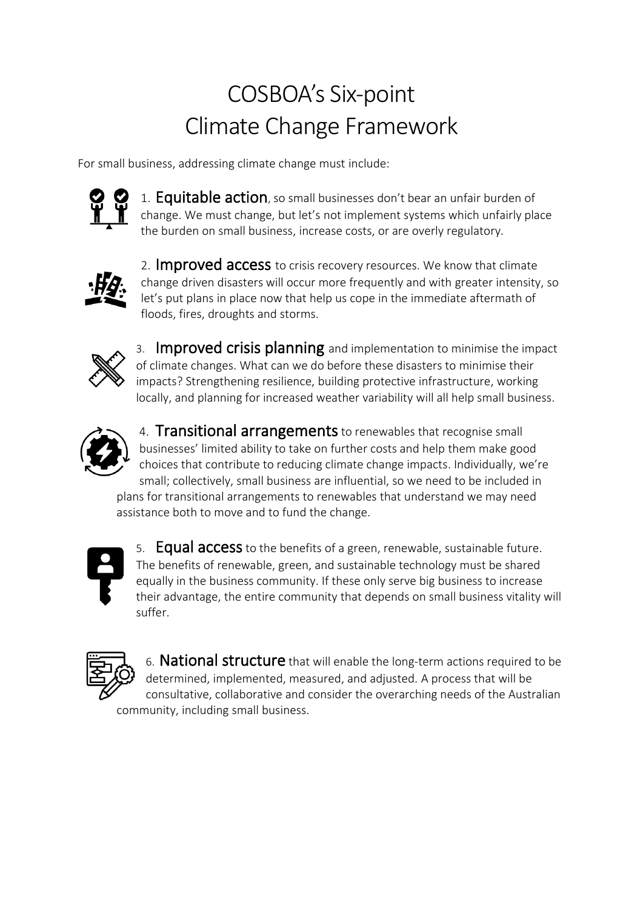# COSBOA's Six-point Climate Change Framework

For small business, addressing climate change must include:

1. **Equitable action**, so small businesses don't bear an unfair burden of change. We must change, but let's not implement systems which unfairly place the burden on small business, increase costs, or are overly regulatory.

2. **Improved access** to crisis recovery resources. We know that climate change driven disasters will occur more frequently and with greater intensity, so let's put plans in place now that help us cope in the immediate aftermath of floods, fires, droughts and storms.

3. **Improved crisis planning** and implementation to minimise the impact of climate changes. What can we do before these disasters to minimise their impacts? Strengthening resilience, building protective infrastructure, working locally, and planning for increased weather variability will all help small business.

4. **Transitional arrangements** to renewables that recognise small businesses' limited ability to take on further costs and help them make good choices that contribute to reducing climate change impacts. Individually, we're small; collectively, small business are influential, so we need to be included in plans for transitional arrangements to renewables that understand we may need assistance both to move and to fund the change.

5. **Equal access** to the benefits of a green, renewable, sustainable future. The benefits of renewable, green, and sustainable technology must be shared equally in the business community. If these only serve big business to increase their advantage, the entire community that depends on small business vitality will suffer.

6. **National structure** that will enable the long-term actions required to be determined, implemented, measured, and adjusted. A process that will be consultative, collaborative and consider the overarching needs of the Australian community, including small business.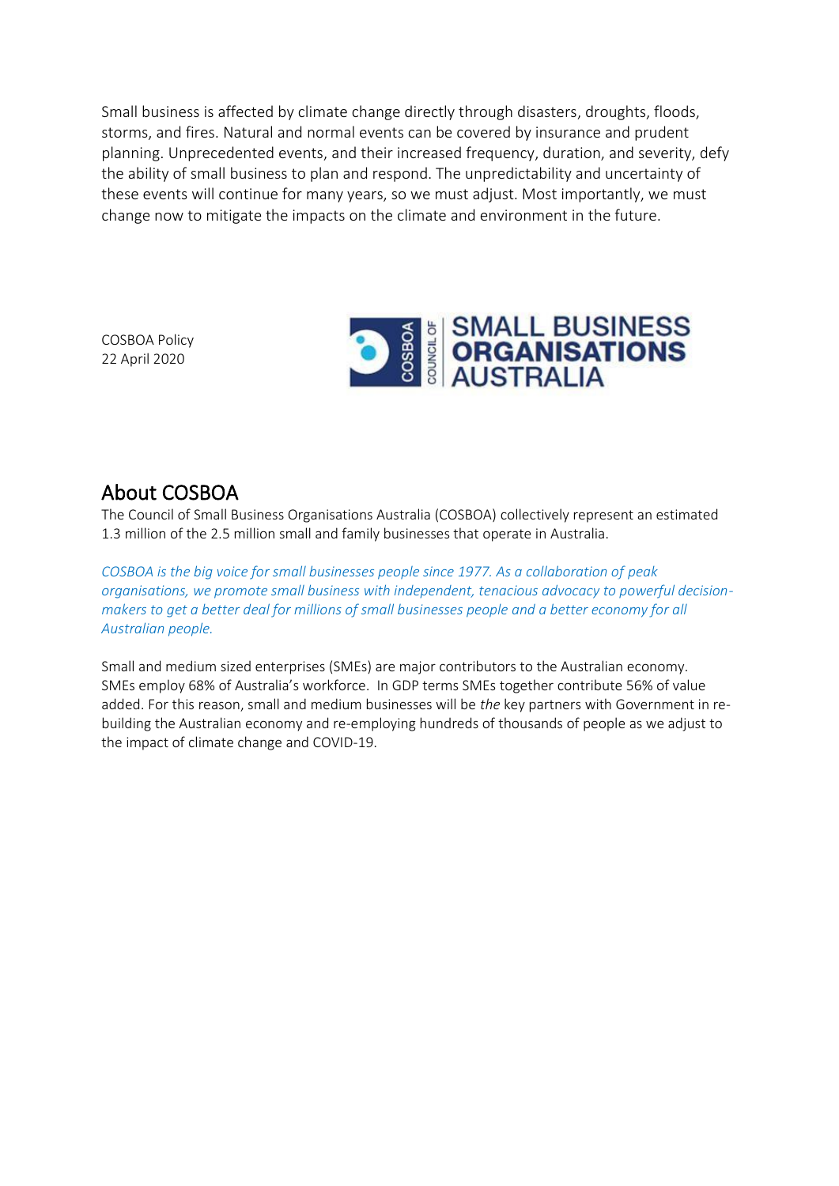Small business is affected by climate change directly through disasters, droughts, floods, storms, and fires. Natural and normal events can be covered by insurance and prudent planning. Unprecedented events, and their increased frequency, duration, and severity, defy the ability of small business to plan and respond. The unpredictability and uncertainty of these events will continue for many years, so we must adjust. Most importantly, we must change now to mitigate the impacts on the climate and environment in the future.

COSBOA Policy
22 April 2020

COSBOA COUNCIL OF SMALL BUSINESS ORGANISATIONS AUSTRALIA

## About COSBOA

The Council of Small Business Organisations Australia (COSBOA) collectively represent an estimated 1.3 million of the 2.5 million small and family businesses that operate in Australia.

*COSBOA is the big voice for small businesses people since 1977. As a collaboration of peak organisations, we promote small business with independent, tenacious advocacy to powerful decision-makers to get a better deal for millions of small businesses people and a better economy for all Australian people.*

Small and medium sized enterprises (SMEs) are major contributors to the Australian economy. SMEs employ 68% of Australia's workforce. In GDP terms SMEs together contribute 56% of value added. For this reason, small and medium businesses will be *the* key partners with Government in re-building the Australian economy and re-employing hundreds of thousands of people as we adjust to the impact of climate change and COVID-19.